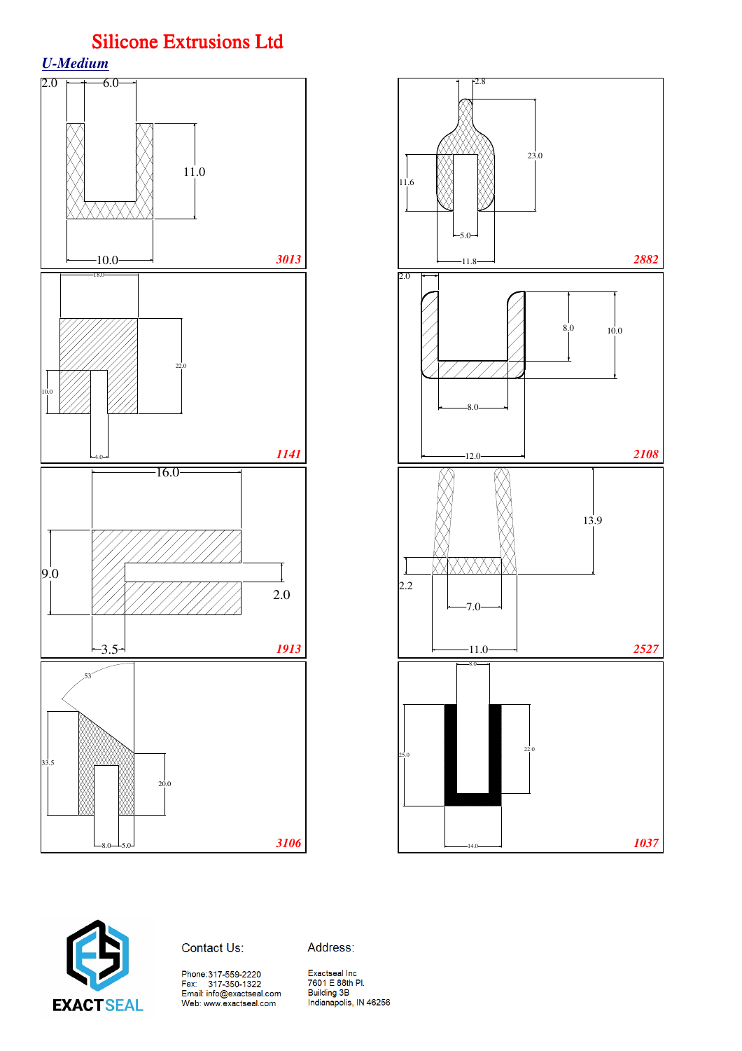# Silicone Extrusions Ltd

## *U-Medium*

2.0 6.0 11.0 10.0 **3013**

2.8 23.0 11.6 5.0 11.8 **2882**

18.0 22.0 10.0 4.0 **1141**

2.0 8.0 10.0 8.0 12.0 **2108**

16.0 9.0 2.0 3.5 **1913**

13.9 2.2 7.0 11.0 **2527**

53 33.5 20.0 8.0 5.0 **3106**

8.0 25.0 22.0 14.0 **1037**

EXACTSEAL

Contact Us:

Phone: 317-559-2220
Fax: 317-350-1322
Email: info@exactseal.com
Web: www.exactseal.com

Address:

Exactseal Inc
7601 E 88th Pl.
Building 3B
Indianapolis, IN 46256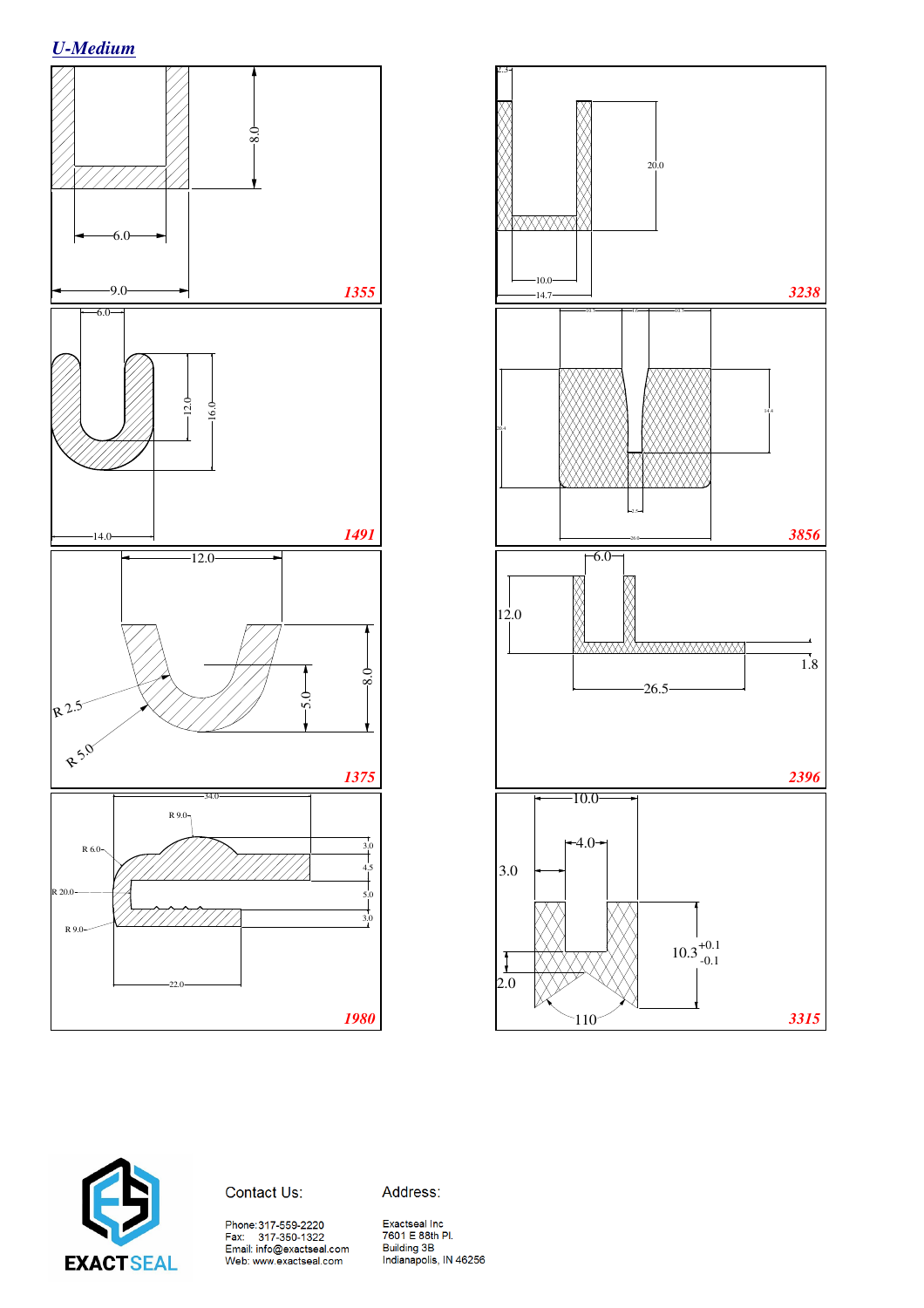## *U-Medium*

8.0

6.0

9.0

**1355**

2.3

20.0

10.0

14.7

**3238**

6.0

12.0

16.0

14.0

**1491**

**3856**

12.0

R 2.5

R 5.0

5.0

8.0

**1375**

6.0

12.0

1.8

26.5

**2396**

34.0

R 9.0

R 6.0

R 20.0

R 9.0

3.0

4.5

5.0

3.0

22.0

**1980**

10.0

4.0

3.0

2.0

$10.3^{+0.1}_{-0.1}$

110

**3315**

EXACT SEAL

Contact Us:

Phone: 317-559-2220
Fax: 317-350-1322
Email: info@exactseal.com
Web: www.exactseal.com

Address:

Exactseal Inc
7601 E 88th Pl.
Building 3B
Indianapolis, IN 46256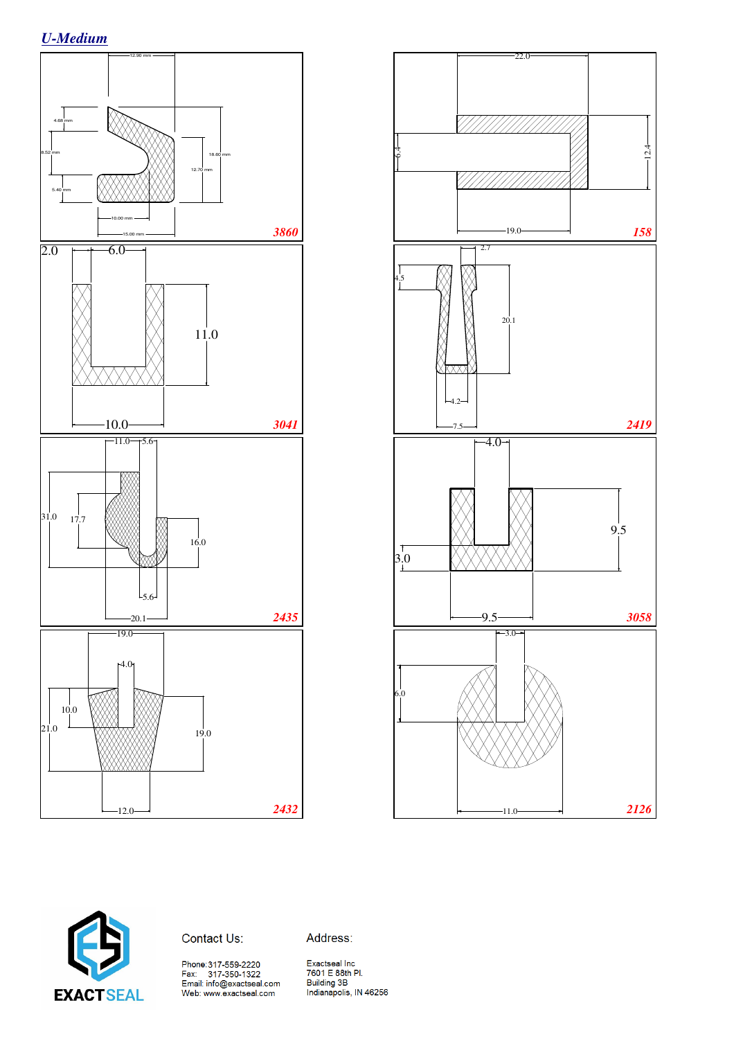## *U-Medium*

**3860**

12.90 mm, 4.68 mm, 8.52 mm, 5.40 mm, 18.80 mm, 12.70 mm, 10.00 mm, 15.00 mm

**158**

22.0, 6.4, 12.4, 19.0

**3041**

2.0, 6.0, 11.0, 10.0

**2419**

2.7, 4.5, 20.1, 4.2, 7.5

**2435**

11.0, 5.6, 31.0, 17.7, 16.0, 5.6, 20.1

**3058**

4.0, 9.5, 3.0, 9.5

**2432**

19.0, 4.0, 10.0, 21.0, 19.0, 12.0

**2126**

3.0, 6.0, 11.0

EXACTSEAL

Contact Us:

Phone: 317-559-2220
Fax: 317-350-1322
Email: info@exactseal.com
Web: www.exactseal.com

Address:

Exactseal Inc
7601 E 88th Pl.
Building 3B
Indianapolis, IN 46256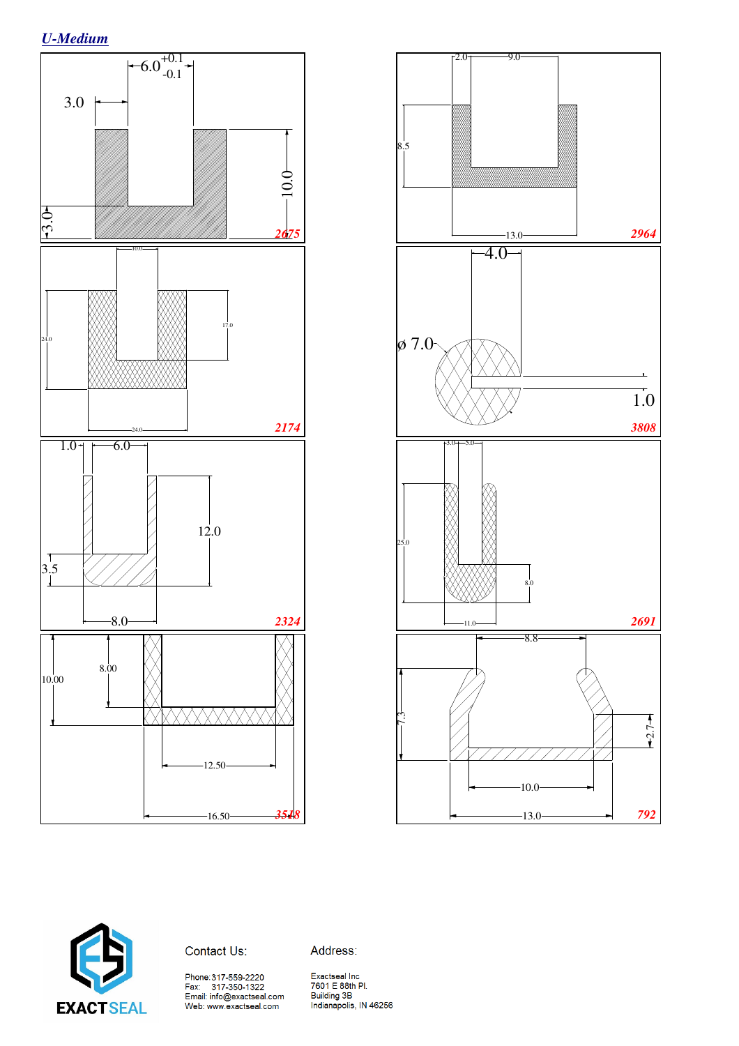## *U-Medium*

**2675**

**2964**

**2174**

**3808**

**2324**

**2691**

**3518**

**792**

Contact Us:

Phone: 317-559-2220
Fax: 317-350-1322
Email: info@exactseal.com
Web: www.exactseal.com

Address:

Exactseal Inc
7601 E 88th Pl.
Building 3B
Indianapolis, IN 46256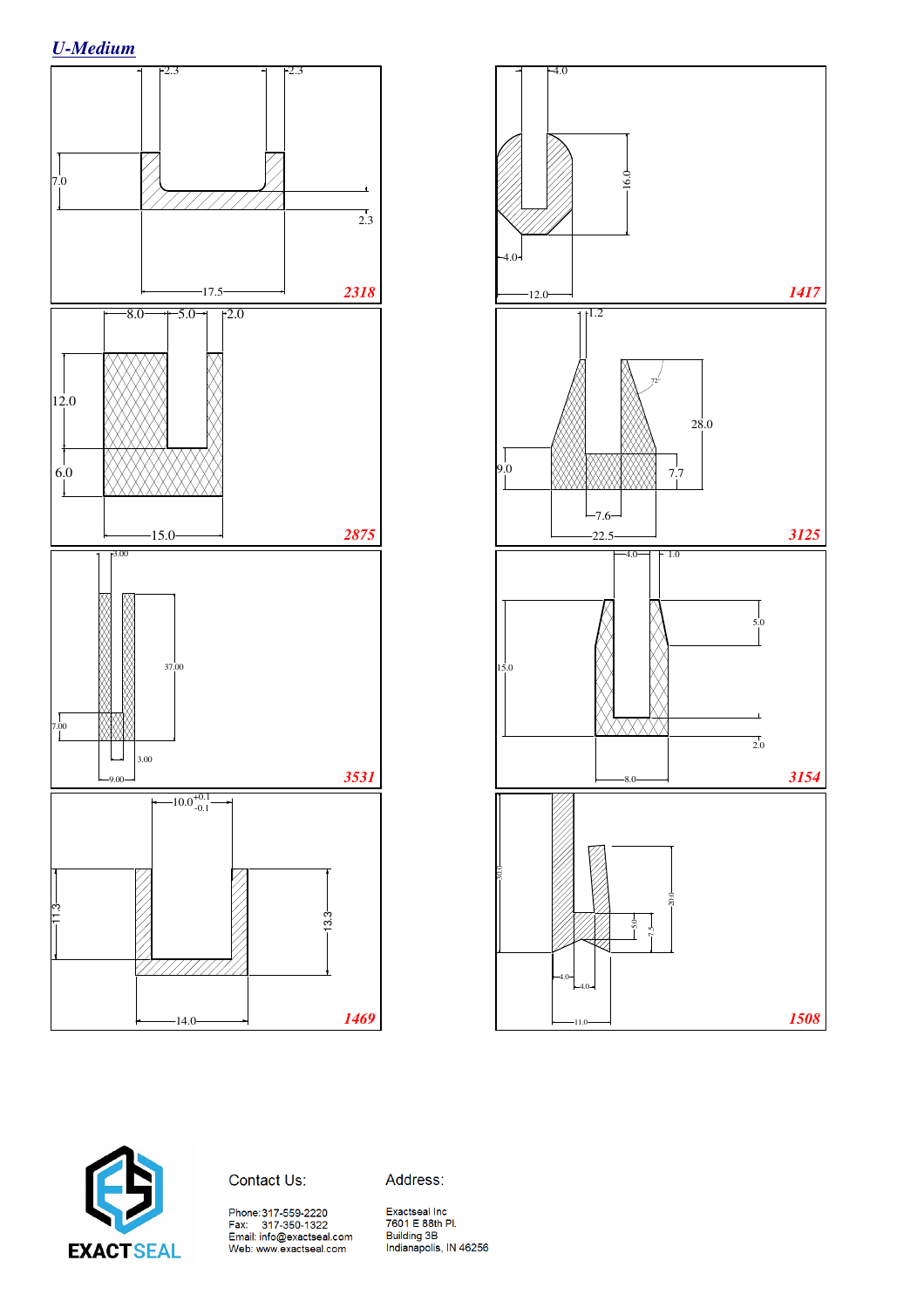## U-Medium

2.3 2.3
7.0
2.3
17.5
**2318**

4.0
16.0
4.0
12.0
**1417**

8.0 5.0 2.0
12.0
6.0
15.0
**2875**

1.2
72°
28.0
9.0
7.7
7.6
22.5
**3125**

3.00
37.00
7.00
3.00
9.00
**3531**

4.0 1.0
5.0
15.0
2.0
8.0
**3154**

$10.0^{+0.1}_{-0.1}$
11.3
13.3
14.0
**1469**

30.0
20.0
5.0
7.5
4.0
4.0
11.0
**1508**

EXACTSEAL

Contact Us:

Phone: 317-559-2220
Fax: 317-350-1322
Email: info@exactseal.com
Web: www.exactseal.com

Address:

Exactseal Inc
7601 E 88th Pl.
Building 3B
Indianapolis, IN 46256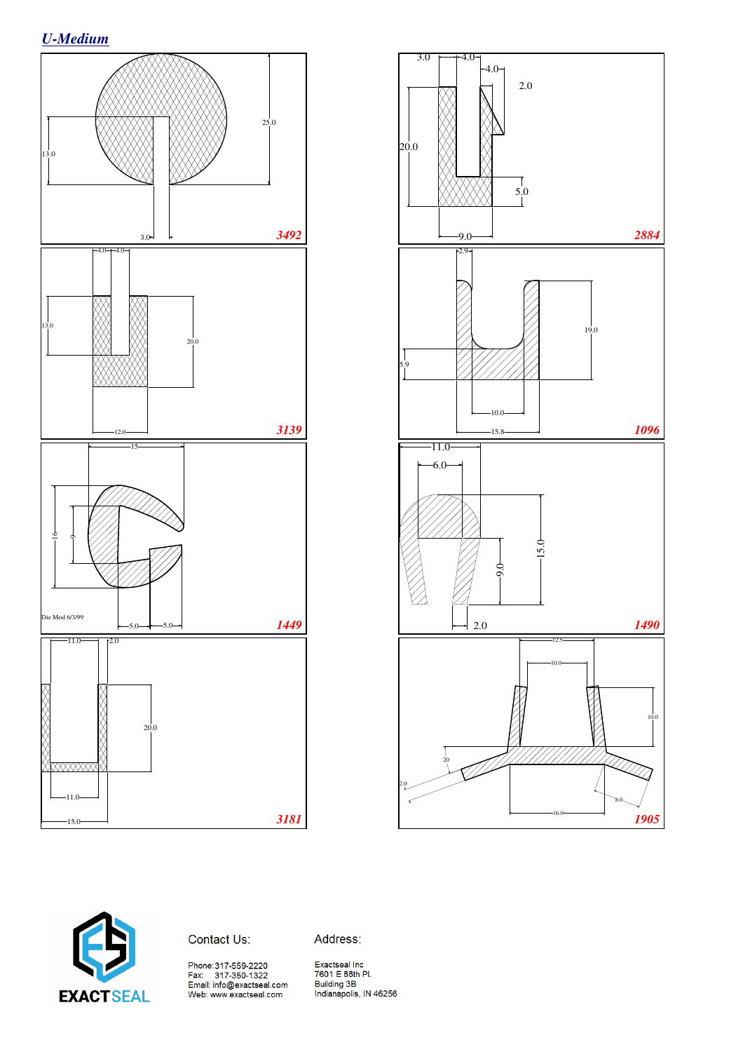## U-Medium

13.0 25.0 3.0 **3492**

3.0 4.0 4.0 2.0 20.0 5.0 9.0 **2884**

4.0 4.0 13.0 20.0 12.0 **3139**

2.9 19.0 5.9 10.0 15.8 **1096**

15 16 9 Die Mod 6/3/99 5.0 5.0 **1449**

11.0 6.0 15.0 9.0 2.0 **1490**

11.0 2.0 20.0 11.0 15.0 **3181**

12.5 10.0 10.0 20 2.0 8.0 16.0 **1905**

EXACT SEAL

Contact Us:

Phone: 317-559-2220
Fax: 317-350-1322
Email: info@exactseal.com
Web: www.exactseal.com

Address:

Exactseal Inc
7601 E 88th Pl.
Building 3B
Indianapolis, IN 46256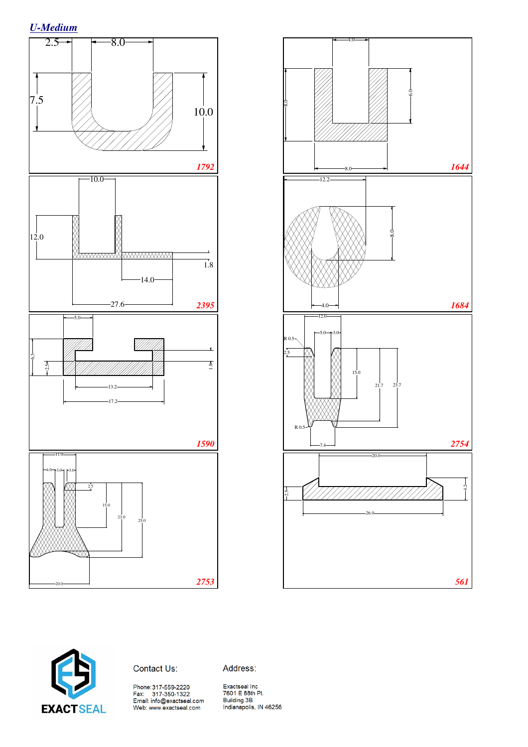## *U-Medium*

2.5 8.0

7.5 10.0

*1792*

4.0

8.0 6.0

8.0

*1644*

10.0

12.0

1.8

14.0

27.6

*2395*

12.2

8.0

4.0

*1684*

5.0

6.3 2.5 1.8

13.2

17.2

*1590*

12.0

5.0 3.0

R 0.5

2.5

15.0 21.7 23.7

R 0.5

7.4

*2754*

11.0

4.0 3.0 3.0

2.5

15.0

23.0 25.0

20.0

*2753*

20.0

2.5 4.2

26.0

*561*

EXACTSEAL

Contact Us:

Phone: 317-559-2220
Fax: 317-350-1322
Email: info@exactseal.com
Web: www.exactseal.com

Address:

Exactseal Inc
7601 E 88th Pl.
Building 3B
Indianapolis, IN 46256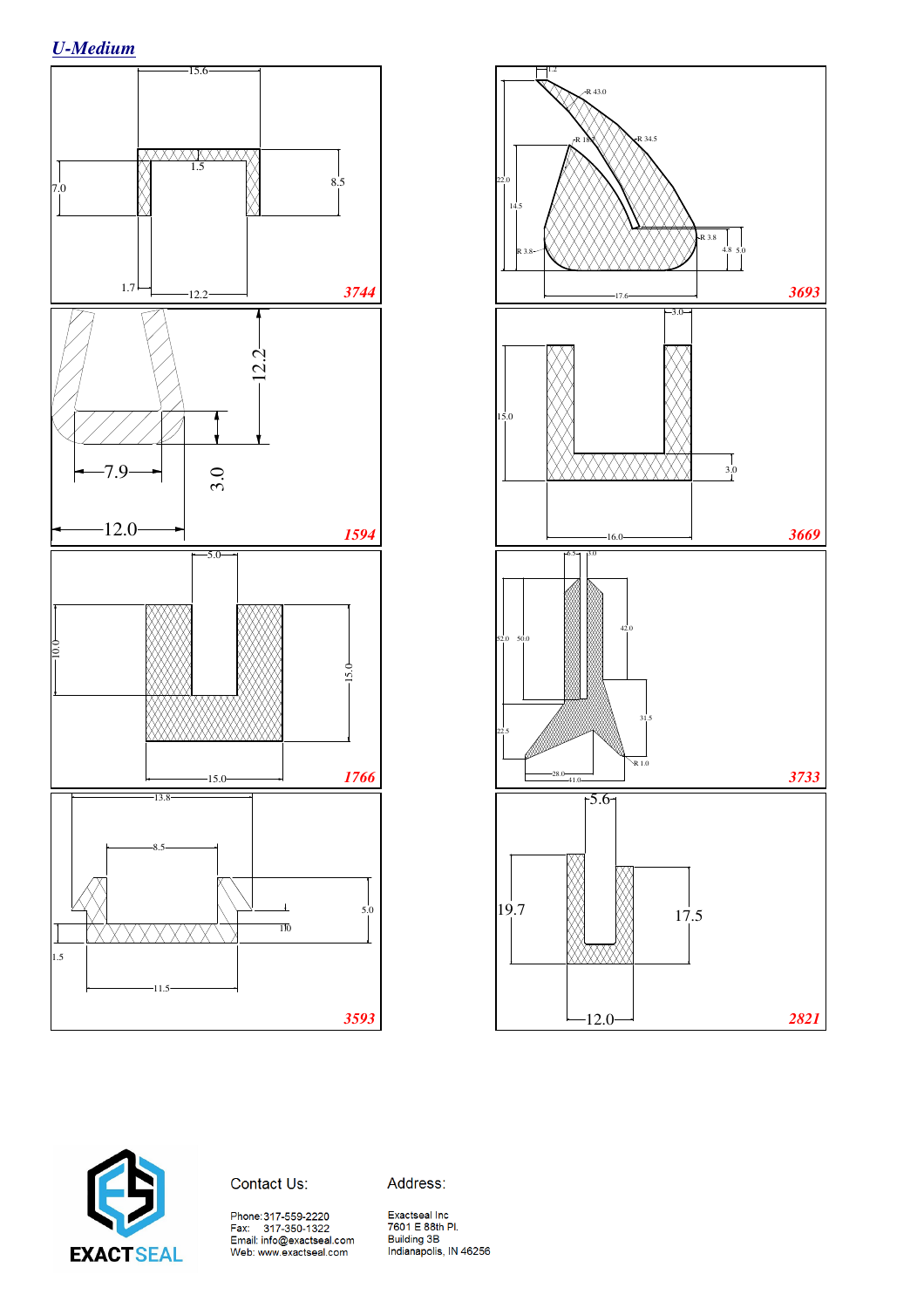## *U-Medium*

15.6

1.5

7.0

8.5

1.7

12.2

**3744**

1.2

R 43.0

R 18.5

R 34.5

22.0

14.5

R 3.8

R 3.8

4.8

5.0

17.6

**3693**

12.2

7.9

3.0

12.0

**1594**

3.0

15.0

3.0

16.0

**3669**

5.0

10.0

15.0

15.0

**1766**

6.5

3.0

52.0

50.0

42.0

31.5

22.5

R 1.0

28.0

41.0

**3733**

13.8

8.5

5.0

1.0

1.5

11.5

**3593**

5.6

19.7

17.5

12.0

**2821**

EXACTSEAL

Contact Us:

Phone: 317-559-2220
Fax: 317-350-1322
Email: info@exactseal.com
Web: www.exactseal.com

Address:

Exactseal Inc
7601 E 88th Pl.
Building 3B
Indianapolis, IN 46256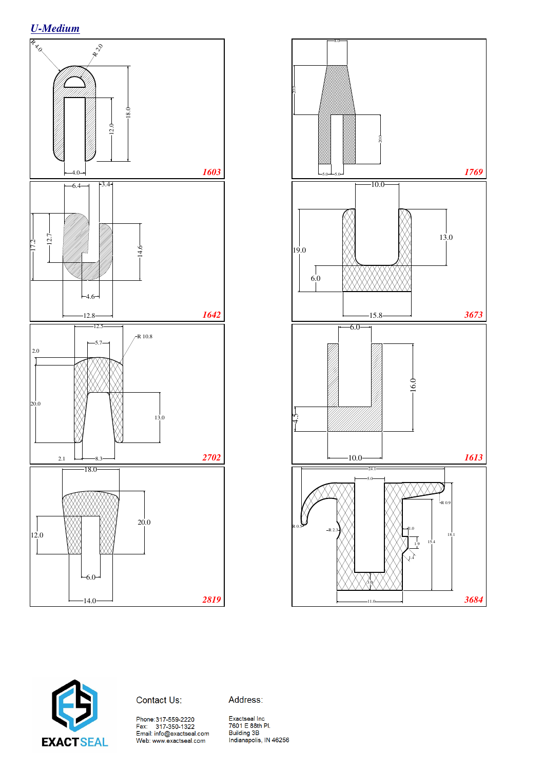## *U-Medium*

R 4.0
R 2.0
18.0
12.0
4.0
**1603**

8.0
20.0
20.0
5.0
5.0
**1769**

6.4
3.4
17.2
12.7
14.6
4.6
12.8
**1642**

10.0
19.0
13.0
6.0
15.8
**3673**

12.5
5.7
R 10.8
2.0
20.0
13.0
2.1
8.3
**2702**

6.0
16.0
4.5
10.0
**1613**

18.0
20.0
12.0
6.0
14.0
**2819**

24.1
5.0
R 0.9
R 0.5
R 2.3
1.0
1.9
15.4
18.1
1.4
3.0
11.0
**3684**

EXACTSEAL

Contact Us:

Phone: 317-559-2220
Fax: 317-350-1322
Email: info@exactseal.com
Web: www.exactseal.com

Address:

Exactseal Inc
7601 E 88th Pl.
Building 3B
Indianapolis, IN 46256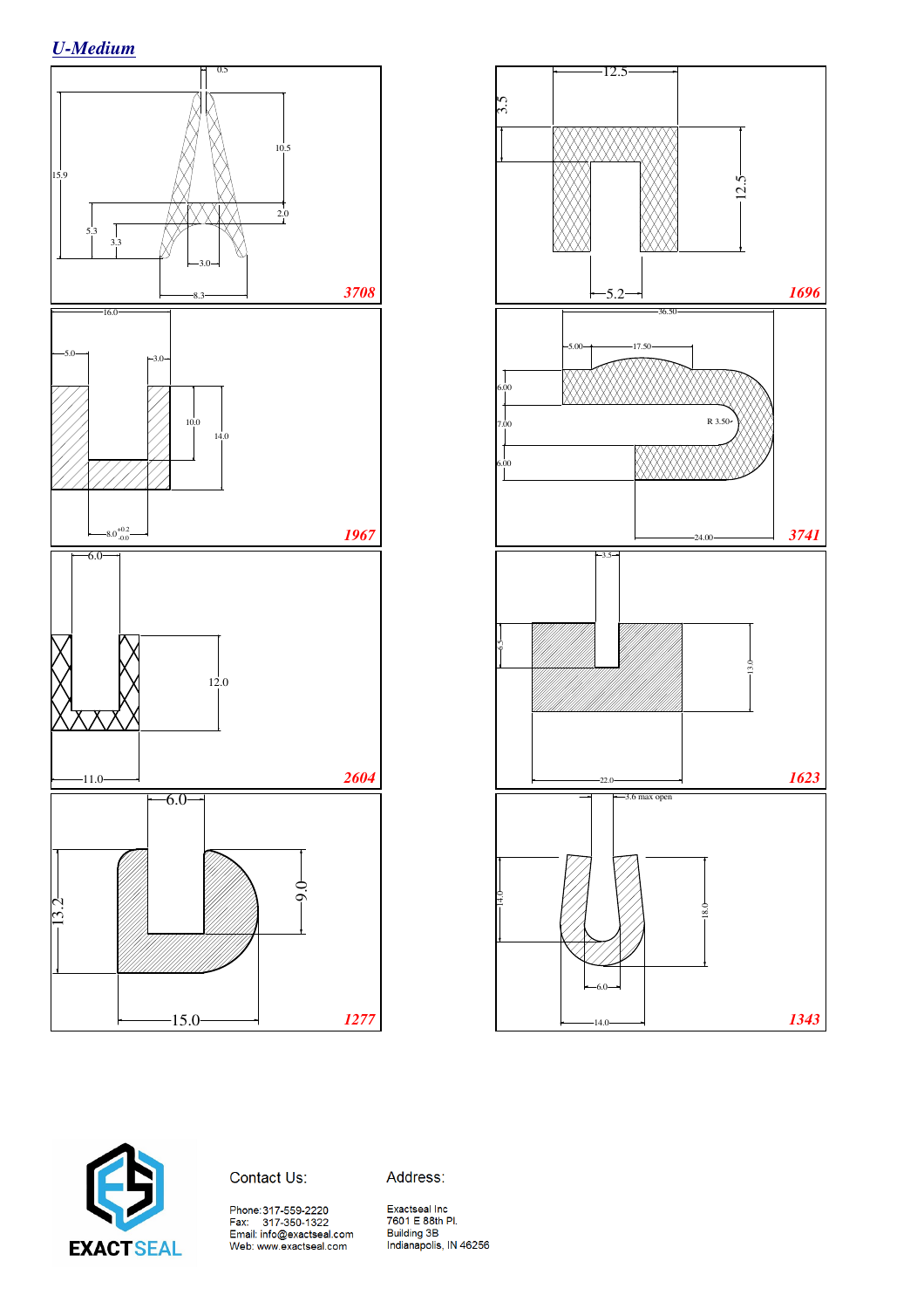## U-Medium

0.5

10.5

15.9

2.0

5.3

3.3

3.0

8.3

**3708**

12.5

3.5

12.5

5.2

**1696**

16.0

5.0

3.0

10.0

14.0

8.0 +0.2 -0.0

**1967**

36.50

5.00

17.50

6.00

7.00

R 3.50

6.00

24.00

**3741**

6.0

12.0

11.0

**2604**

3.5

6.5

13.0

22.0

**1623**

6.0

13.2

9.0

15.0

**1277**

3.6 max open

14.0

18.0

6.0

14.0

**1343**

EXACTSEAL

Contact Us:

Phone: 317-559-2220
Fax: 317-350-1322
Email: info@exactseal.com
Web: www.exactseal.com

Address:

Exactseal Inc
7601 E 88th Pl.
Building 3B
Indianapolis, IN 46256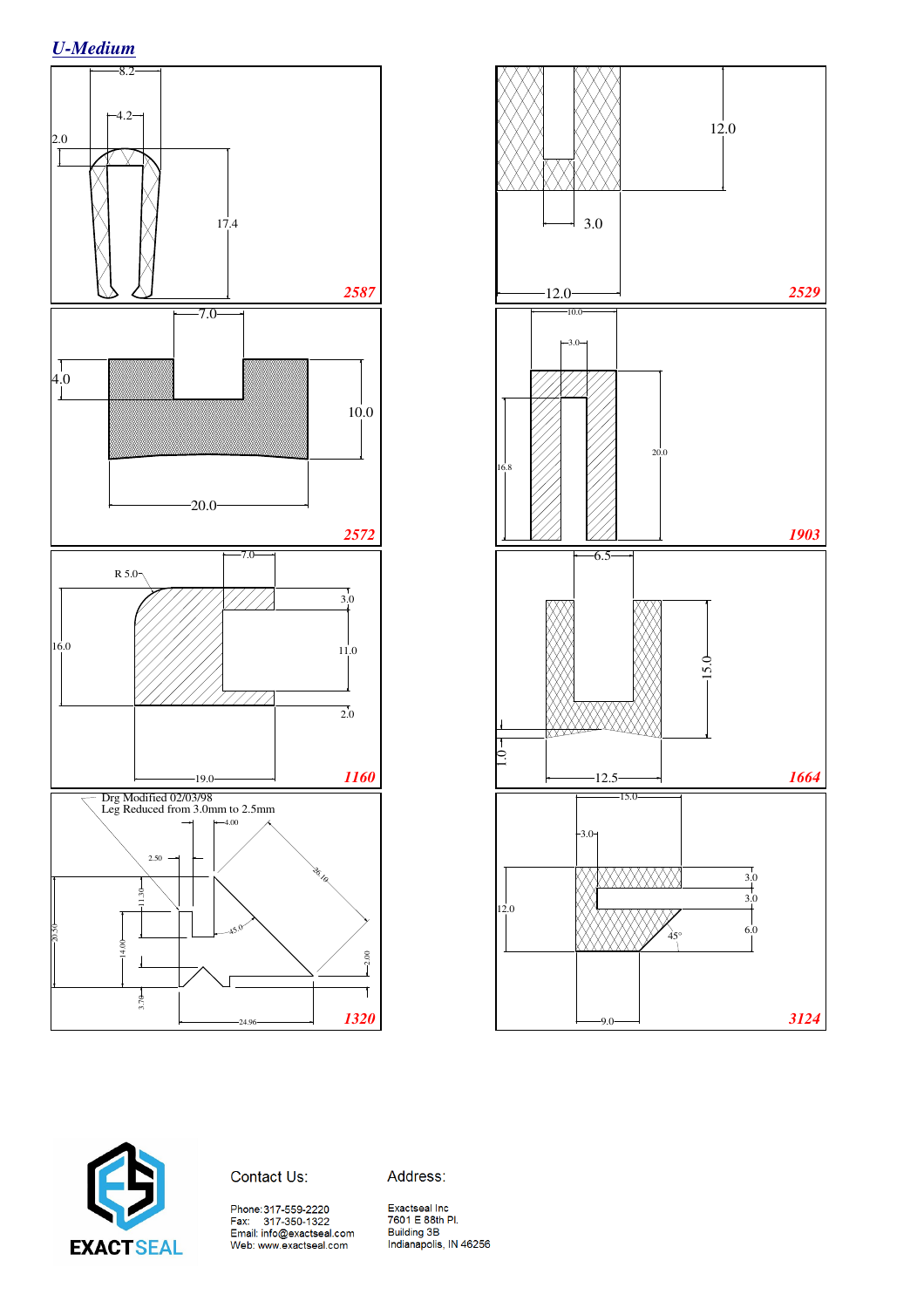## U-Medium

8.2
4.2
2.0
17.4
**2587**

12.0
3.0
12.0
**2529**

7.0
4.0
10.0
20.0
**2572**

10.0
3.0
16.8
20.0
**1903**

7.0
R 5.0
3.0
16.0
11.0
2.0
19.0
**1160**

6.5
15.0
1.0
12.5
**1664**

Drg Modified 02/03/98
Leg Reduced from 3.0mm to 2.5mm

4.00
2.50
26.10
11.30
20.50
45.0
14.00
2.00
3.70
24.96
**1320**

15.0
3.0
3.0
12.0
3.0
6.0
45°
9.0
**3124**

EXACTSEAL

Contact Us:

Phone: 317-559-2220
Fax: 317-350-1322
Email: info@exactseal.com
Web: www.exactseal.com

Address:

Exactseal Inc
7601 E 88th Pl.
Building 3B
Indianapolis, IN 46256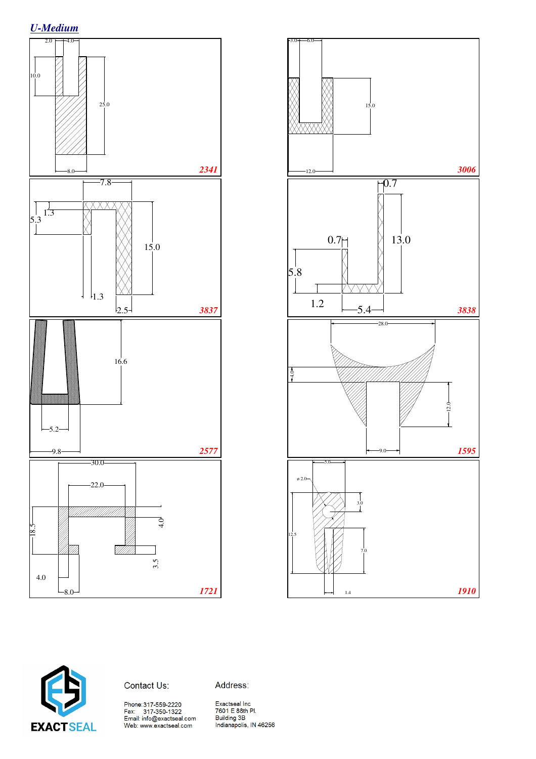## U-Medium

2.0 4.0
10.0
25.0
8.0
**2341**

3.0 6.0
15.0
12.0
**3006**

7.8
1.3
5.3
15.0
1.3
2.5
**3837**

0.7
0.7
13.0
5.8
1.2
5.4
**3838**

16.6
5.2
9.8
**2577**

28.0
4.0
12.0
9.0
**1595**

30.0
22.0
18.5
4.0
3.5
4.0
8.0
**1721**

5.0
ø 2.0
3.0
12.5
7.0
1.4
**1910**

EXACTSEAL

Contact Us:

Phone: 317-559-2220
Fax: 317-350-1322
Email: info@exactseal.com
Web: www.exactseal.com

Address:

Exactseal Inc
7601 E 88th Pl.
Building 3B
Indianapolis, IN 46256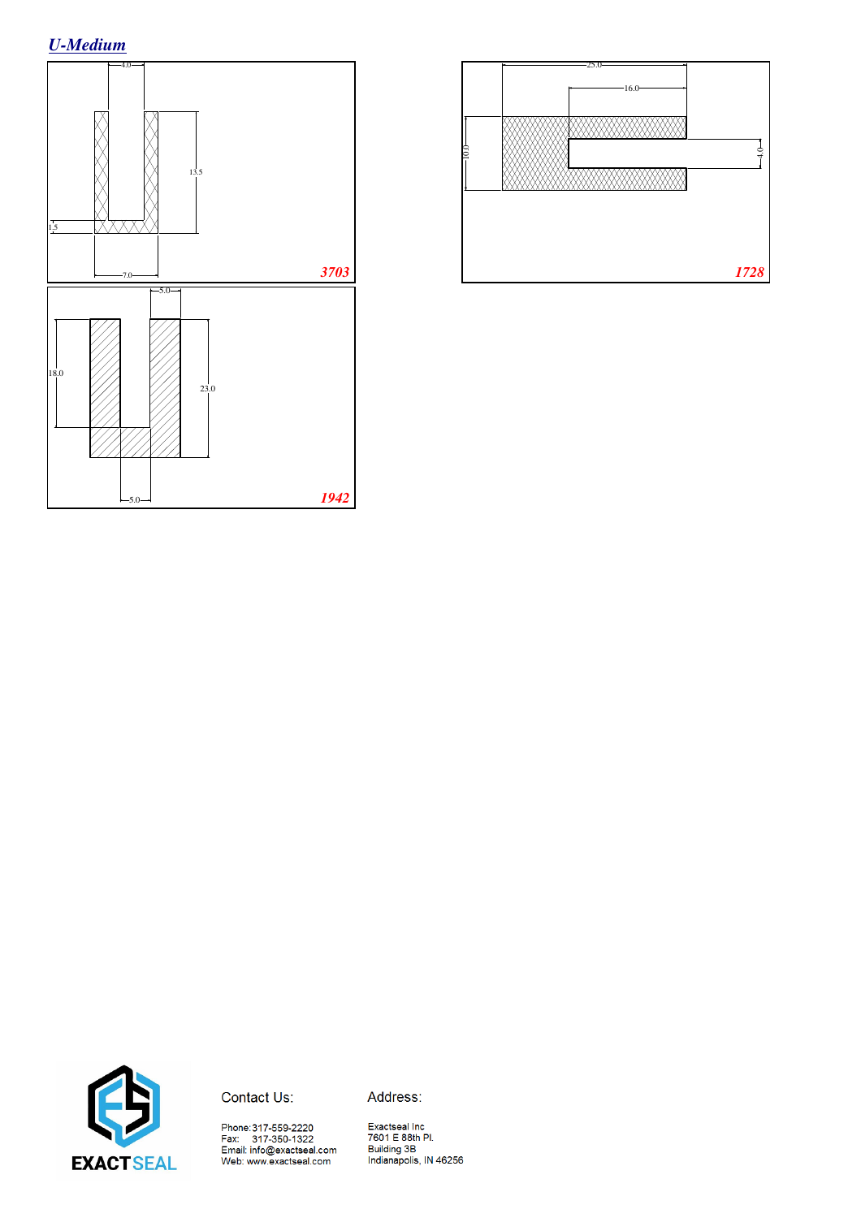## *U-Medium*

4.0

13.5

1.5

7.0

**3703**

25.0

16.0

10.0

4.0

**1728**

5.0

18.0

23.0

5.0

**1942**

EXACT SEAL

Contact Us:

Phone: 317-559-2220
Fax: 317-350-1322
Email: info@exactseal.com
Web: www.exactseal.com

Address:

Exactseal Inc
7601 E 88th Pl.
Building 3B
Indianapolis, IN 46256